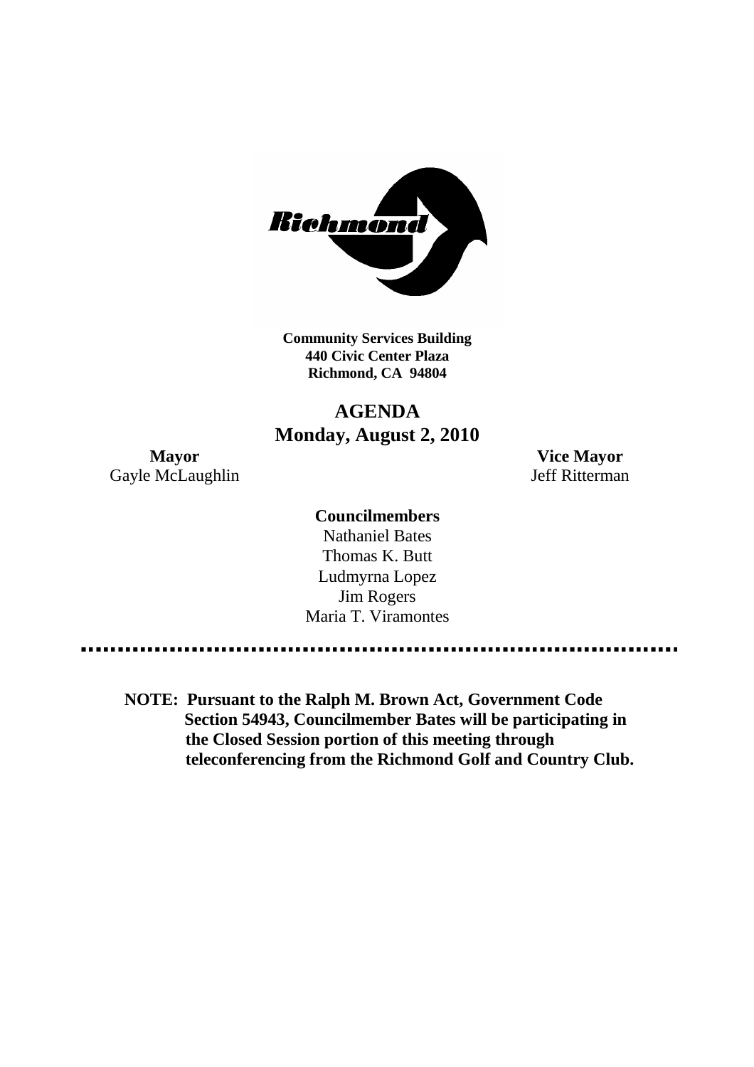**Community Services Building**
**440 Civic Center Plaza**
**Richmond, CA 94804**

# AGENDA
## Monday, August 2, 2010

**Mayor**
Gayle McLaughlin

**Vice Mayor**
Jeff Ritterman

**Councilmembers**
Nathaniel Bates
Thomas K. Butt
Ludmyrna Lopez
Jim Rogers
Maria T. Viramontes

---

**NOTE: Pursuant to the Ralph M. Brown Act, Government Code Section 54943, Councilmember Bates will be participating in the Closed Session portion of this meeting through teleconferencing from the Richmond Golf and Country Club.**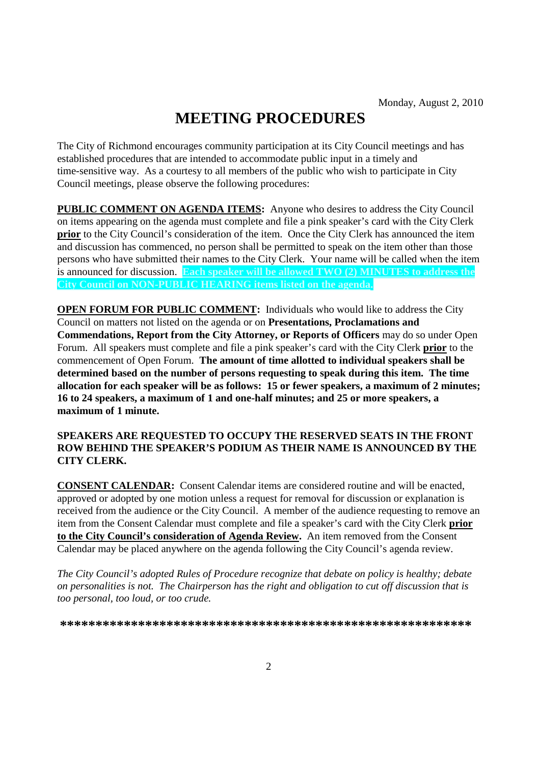Monday, August 2, 2010

# MEETING PROCEDURES

The City of Richmond encourages community participation at its City Council meetings and has established procedures that are intended to accommodate public input in a timely and time-sensitive way. As a courtesy to all members of the public who wish to participate in City Council meetings, please observe the following procedures:

**PUBLIC COMMENT ON AGENDA ITEMS:** Anyone who desires to address the City Council on items appearing on the agenda must complete and file a pink speaker's card with the City Clerk **prior** to the City Council's consideration of the item. Once the City Clerk has announced the item and discussion has commenced, no person shall be permitted to speak on the item other than those persons who have submitted their names to the City Clerk. Your name will be called when the item is announced for discussion. **Each speaker will be allowed TWO (2) MINUTES to address the City Council on NON-PUBLIC HEARING items listed on the agenda.**

**OPEN FORUM FOR PUBLIC COMMENT:** Individuals who would like to address the City Council on matters not listed on the agenda or on **Presentations, Proclamations and Commendations, Report from the City Attorney, or Reports of Officers** may do so under Open Forum. All speakers must complete and file a pink speaker's card with the City Clerk **prior** to the commencement of Open Forum. **The amount of time allotted to individual speakers shall be determined based on the number of persons requesting to speak during this item. The time allocation for each speaker will be as follows: 15 or fewer speakers, a maximum of 2 minutes; 16 to 24 speakers, a maximum of 1 and one-half minutes; and 25 or more speakers, a maximum of 1 minute.**

**SPEAKERS ARE REQUESTED TO OCCUPY THE RESERVED SEATS IN THE FRONT ROW BEHIND THE SPEAKER'S PODIUM AS THEIR NAME IS ANNOUNCED BY THE CITY CLERK.**

**CONSENT CALENDAR:** Consent Calendar items are considered routine and will be enacted, approved or adopted by one motion unless a request for removal for discussion or explanation is received from the audience or the City Council. A member of the audience requesting to remove an item from the Consent Calendar must complete and file a speaker's card with the City Clerk **prior to the City Council's consideration of Agenda Review.** An item removed from the Consent Calendar may be placed anywhere on the agenda following the City Council's agenda review.

*The City Council's adopted Rules of Procedure recognize that debate on policy is healthy; debate on personalities is not. The Chairperson has the right and obligation to cut off discussion that is too personal, too loud, or too crude.*

**\*\*\*\*\*\*\*\*\*\*\*\*\*\*\*\*\*\*\*\*\*\*\*\*\*\*\*\*\*\*\*\*\*\*\*\*\*\*\*\*\*\*\*\*\*\*\*\*\*\*\*\*\*\*\*\*\*\***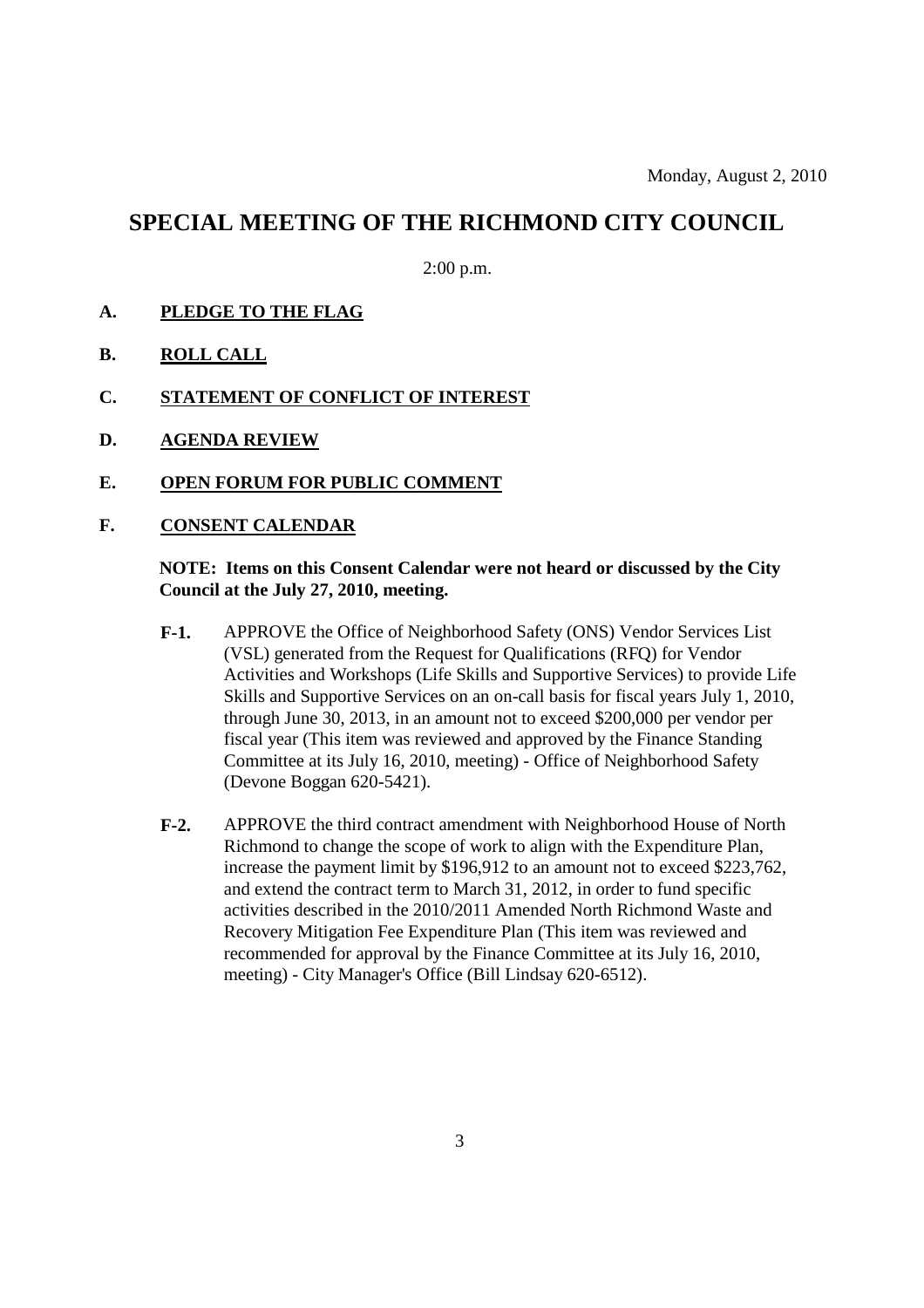Monday, August 2, 2010

# SPECIAL MEETING OF THE RICHMOND CITY COUNCIL

2:00 p.m.

**A. PLEDGE TO THE FLAG**

**B. ROLL CALL**

**C. STATEMENT OF CONFLICT OF INTEREST**

**D. AGENDA REVIEW**

**E. OPEN FORUM FOR PUBLIC COMMENT**

**F. CONSENT CALENDAR**

**NOTE: Items on this Consent Calendar were not heard or discussed by the City Council at the July 27, 2010, meeting.**

**F-1.** APPROVE the Office of Neighborhood Safety (ONS) Vendor Services List (VSL) generated from the Request for Qualifications (RFQ) for Vendor Activities and Workshops (Life Skills and Supportive Services) to provide Life Skills and Supportive Services on an on-call basis for fiscal years July 1, 2010, through June 30, 2013, in an amount not to exceed $200,000 per vendor per fiscal year (This item was reviewed and approved by the Finance Standing Committee at its July 16, 2010, meeting) - Office of Neighborhood Safety (Devone Boggan 620-5421).

**F-2.** APPROVE the third contract amendment with Neighborhood House of North Richmond to change the scope of work to align with the Expenditure Plan, increase the payment limit by $196,912 to an amount not to exceed $223,762, and extend the contract term to March 31, 2012, in order to fund specific activities described in the 2010/2011 Amended North Richmond Waste and Recovery Mitigation Fee Expenditure Plan (This item was reviewed and recommended for approval by the Finance Committee at its July 16, 2010, meeting) - City Manager's Office (Bill Lindsay 620-6512).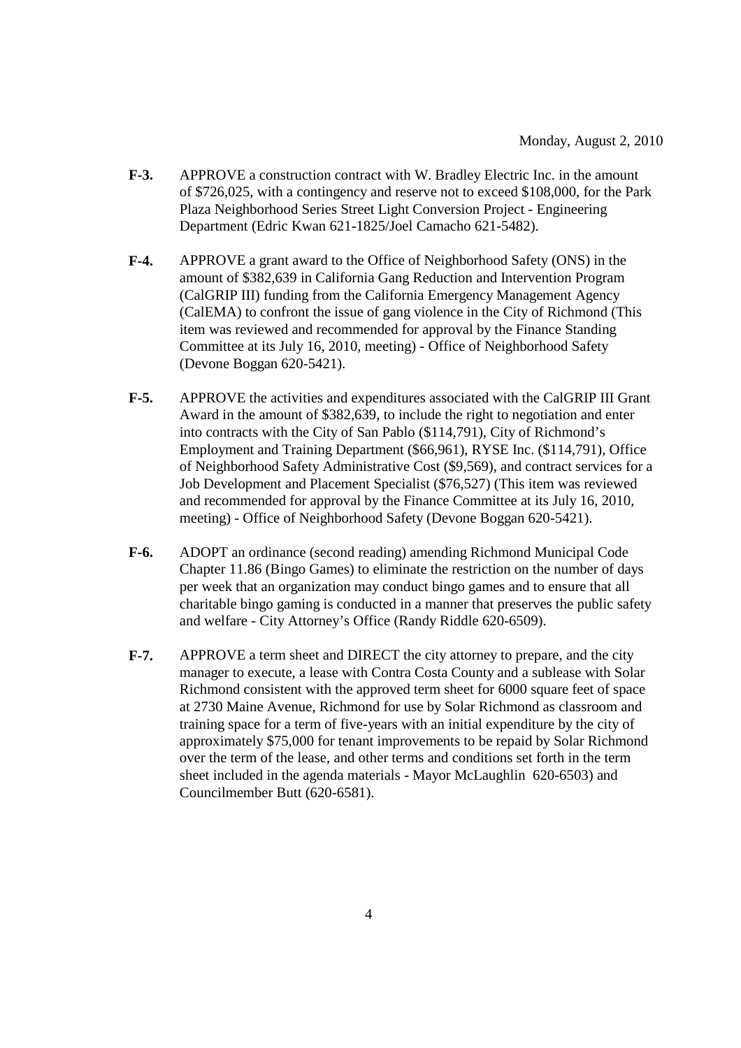Monday, August 2, 2010

**F-3.** APPROVE a construction contract with W. Bradley Electric Inc. in the amount of $726,025, with a contingency and reserve not to exceed $108,000, for the Park Plaza Neighborhood Series Street Light Conversion Project - Engineering Department (Edric Kwan 621-1825/Joel Camacho 621-5482).

**F-4.** APPROVE a grant award to the Office of Neighborhood Safety (ONS) in the amount of $382,639 in California Gang Reduction and Intervention Program (CalGRIP III) funding from the California Emergency Management Agency (CalEMA) to confront the issue of gang violence in the City of Richmond (This item was reviewed and recommended for approval by the Finance Standing Committee at its July 16, 2010, meeting) - Office of Neighborhood Safety (Devone Boggan 620-5421).

**F-5.** APPROVE the activities and expenditures associated with the CalGRIP III Grant Award in the amount of $382,639, to include the right to negotiation and enter into contracts with the City of San Pablo ($114,791), City of Richmond's Employment and Training Department ($66,961), RYSE Inc. ($114,791), Office of Neighborhood Safety Administrative Cost ($9,569), and contract services for a Job Development and Placement Specialist ($76,527) (This item was reviewed and recommended for approval by the Finance Committee at its July 16, 2010, meeting) - Office of Neighborhood Safety (Devone Boggan 620-5421).

**F-6.** ADOPT an ordinance (second reading) amending Richmond Municipal Code Chapter 11.86 (Bingo Games) to eliminate the restriction on the number of days per week that an organization may conduct bingo games and to ensure that all charitable bingo gaming is conducted in a manner that preserves the public safety and welfare - City Attorney's Office (Randy Riddle 620-6509).

**F-7.** APPROVE a term sheet and DIRECT the city attorney to prepare, and the city manager to execute, a lease with Contra Costa County and a sublease with Solar Richmond consistent with the approved term sheet for 6000 square feet of space at 2730 Maine Avenue, Richmond for use by Solar Richmond as classroom and training space for a term of five-years with an initial expenditure by the city of approximately $75,000 for tenant improvements to be repaid by Solar Richmond over the term of the lease, and other terms and conditions set forth in the term sheet included in the agenda materials - Mayor McLaughlin 620-6503) and Councilmember Butt (620-6581).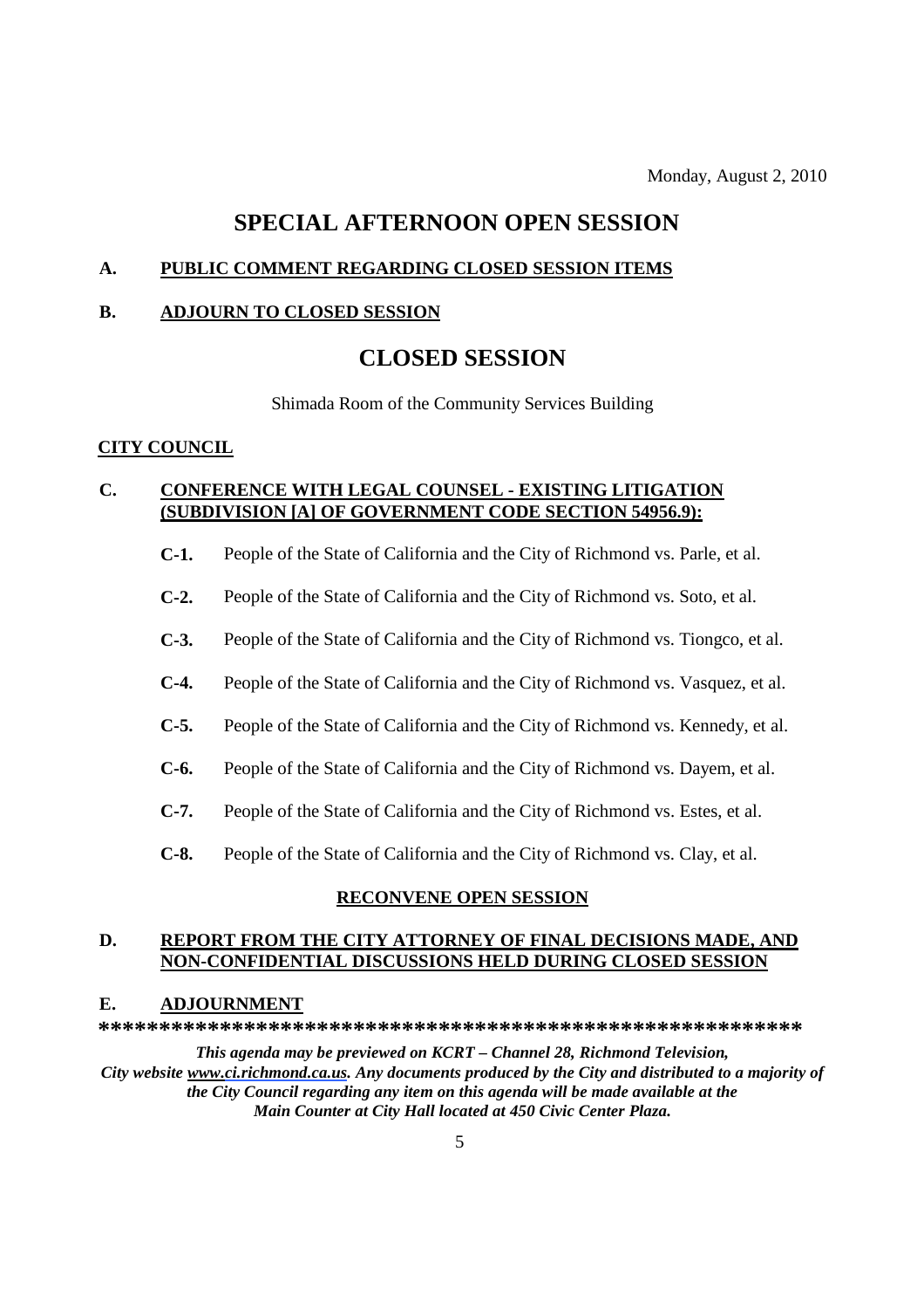Monday, August 2, 2010

# SPECIAL AFTERNOON OPEN SESSION

## A. PUBLIC COMMENT REGARDING CLOSED SESSION ITEMS

## B. ADJOURN TO CLOSED SESSION

# CLOSED SESSION

Shimada Room of the Community Services Building

**CITY COUNCIL**

## C. CONFERENCE WITH LEGAL COUNSEL - EXISTING LITIGATION (SUBDIVISION [A] OF GOVERNMENT CODE SECTION 54956.9):

**C-1.** People of the State of California and the City of Richmond vs. Parle, et al.

**C-2.** People of the State of California and the City of Richmond vs. Soto, et al.

**C-3.** People of the State of California and the City of Richmond vs. Tiongco, et al.

**C-4.** People of the State of California and the City of Richmond vs. Vasquez, et al.

**C-5.** People of the State of California and the City of Richmond vs. Kennedy, et al.

**C-6.** People of the State of California and the City of Richmond vs. Dayem, et al.

**C-7.** People of the State of California and the City of Richmond vs. Estes, et al.

**C-8.** People of the State of California and the City of Richmond vs. Clay, et al.

**RECONVENE OPEN SESSION**

## D. REPORT FROM THE CITY ATTORNEY OF FINAL DECISIONS MADE, AND NON-CONFIDENTIAL DISCUSSIONS HELD DURING CLOSED SESSION

## E. ADJOURNMENT

**********************************************************

***This agenda may be previewed on KCRT – Channel 28, Richmond Television, City website www.ci.richmond.ca.us. Any documents produced by the City and distributed to a majority of the City Council regarding any item on this agenda will be made available at the Main Counter at City Hall located at 450 Civic Center Plaza.***